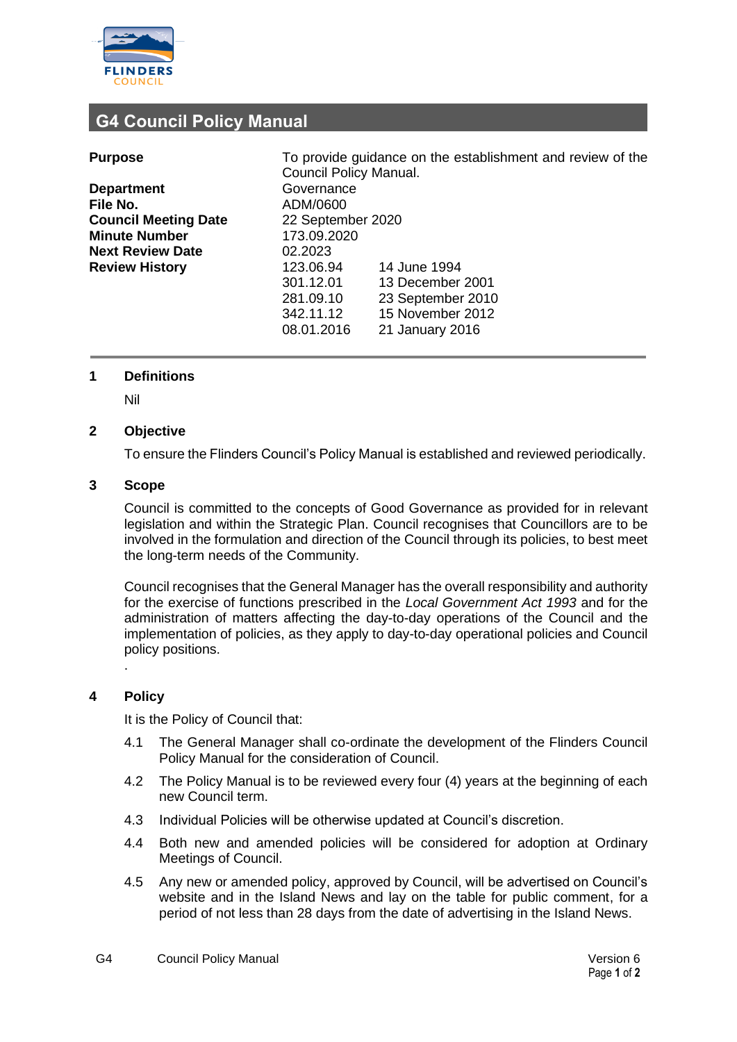# G4 Council Policy Manual

| | | |
|---|---|---|
| **Purpose** | To provide guidance on the establishment and review of the Council Policy Manual. | |
| **Department** | Governance | |
| **File No.** | ADM/0600 | |
| **Council Meeting Date** | 22 September 2020 | |
| **Minute Number** | 173.09.2020 | |
| **Next Review Date** | 02.2023 | |
| **Review History** | 123.06.94 | 14 June 1994 |
| | 301.12.01 | 13 December 2001 |
| | 281.09.10 | 23 September 2010 |
| | 342.11.12 | 15 November 2012 |
| | 08.01.2016 | 21 January 2016 |

## 1 Definitions

Nil

## 2 Objective

To ensure the Flinders Council's Policy Manual is established and reviewed periodically.

## 3 Scope

Council is committed to the concepts of Good Governance as provided for in relevant legislation and within the Strategic Plan. Council recognises that Councillors are to be involved in the formulation and direction of the Council through its policies, to best meet the long-term needs of the Community.

Council recognises that the General Manager has the overall responsibility and authority for the exercise of functions prescribed in the *Local Government Act 1993* and for the administration of matters affecting the day-to-day operations of the Council and the implementation of policies, as they apply to day-to-day operational policies and Council policy positions.

.

## 4 Policy

It is the Policy of Council that:

4.1 The General Manager shall co-ordinate the development of the Flinders Council Policy Manual for the consideration of Council.

4.2 The Policy Manual is to be reviewed every four (4) years at the beginning of each new Council term.

4.3 Individual Policies will be otherwise updated at Council's discretion.

4.4 Both new and amended policies will be considered for adoption at Ordinary Meetings of Council.

4.5 Any new or amended policy, approved by Council, will be advertised on Council's website and in the Island News and lay on the table for public comment, for a period of not less than 28 days from the date of advertising in the Island News.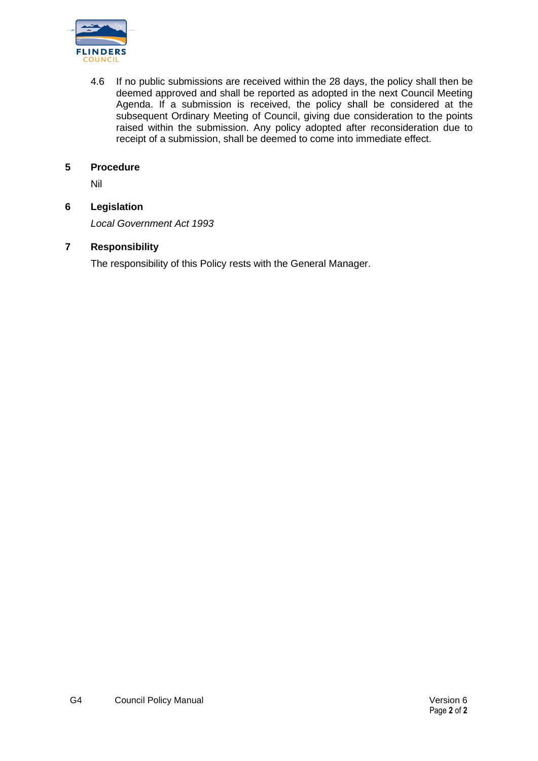4.6 If no public submissions are received within the 28 days, the policy shall then be deemed approved and shall be reported as adopted in the next Council Meeting Agenda. If a submission is received, the policy shall be considered at the subsequent Ordinary Meeting of Council, giving due consideration to the points raised within the submission. Any policy adopted after reconsideration due to receipt of a submission, shall be deemed to come into immediate effect.

## 5 Procedure

Nil

## 6 Legislation

*Local Government Act 1993*

## 7 Responsibility

The responsibility of this Policy rests with the General Manager.